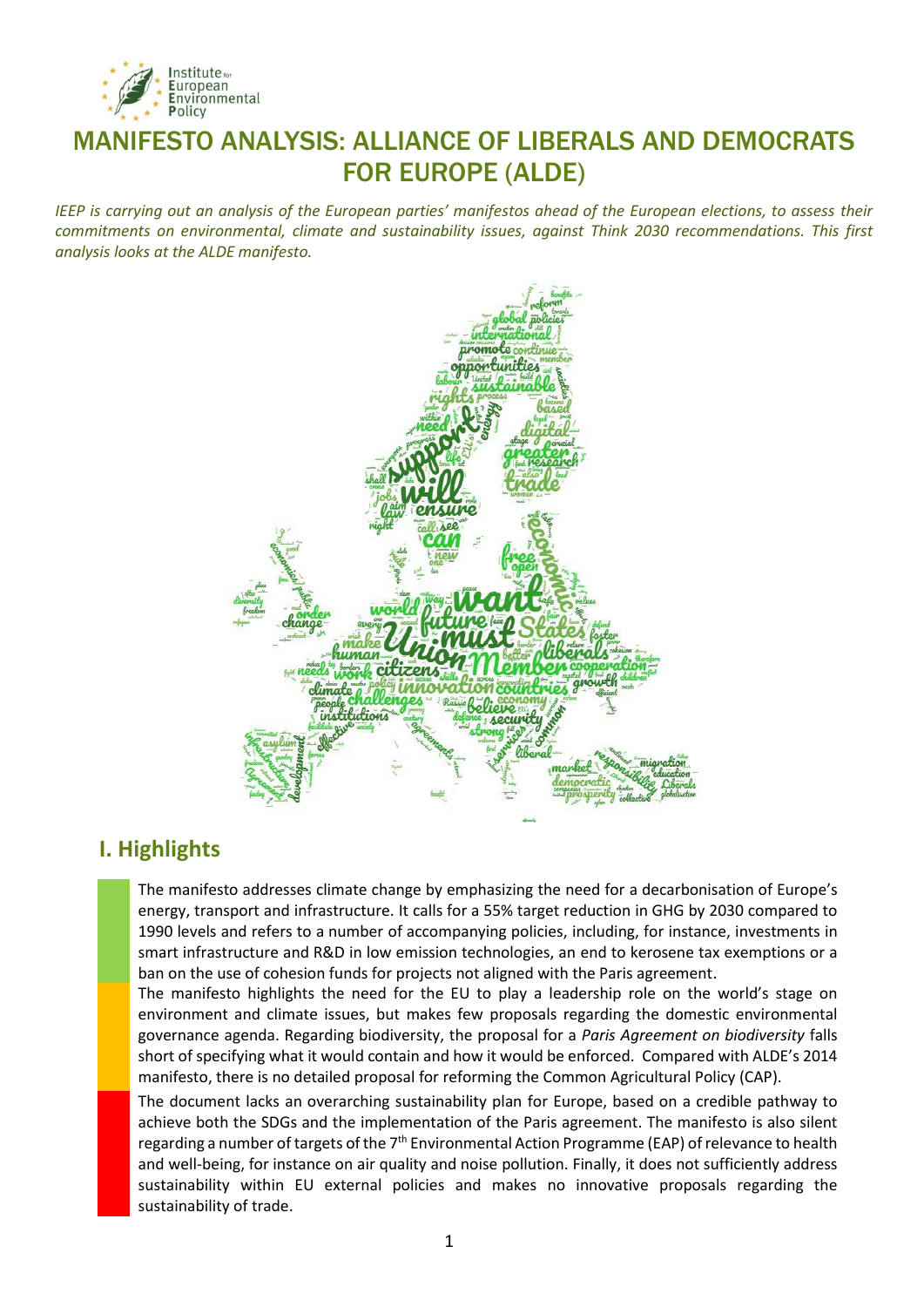# MANIFESTO ANALYSIS: ALLIANCE OF LIBERALS AND DEMOCRATS FOR EUROPE (ALDE)

*IEEP is carrying out an analysis of the European parties' manifestos ahead of the European elections, to assess their commitments on environmental, climate and sustainability issues, against Think 2030 recommendations. This first analysis looks at the ALDE manifesto.*

## I. Highlights

The manifesto addresses climate change by emphasizing the need for a decarbonisation of Europe's energy, transport and infrastructure. It calls for a 55% target reduction in GHG by 2030 compared to 1990 levels and refers to a number of accompanying policies, including, for instance, investments in smart infrastructure and R&D in low emission technologies, an end to kerosene tax exemptions or a ban on the use of cohesion funds for projects not aligned with the Paris agreement.

The manifesto highlights the need for the EU to play a leadership role on the world's stage on environment and climate issues, but makes few proposals regarding the domestic environmental governance agenda. Regarding biodiversity, the proposal for a *Paris Agreement on biodiversity* falls short of specifying what it would contain and how it would be enforced. Compared with ALDE's 2014 manifesto, there is no detailed proposal for reforming the Common Agricultural Policy (CAP).

The document lacks an overarching sustainability plan for Europe, based on a credible pathway to achieve both the SDGs and the implementation of the Paris agreement. The manifesto is also silent regarding a number of targets of the 7th Environmental Action Programme (EAP) of relevance to health and well-being, for instance on air quality and noise pollution. Finally, it does not sufficiently address sustainability within EU external policies and makes no innovative proposals regarding the sustainability of trade.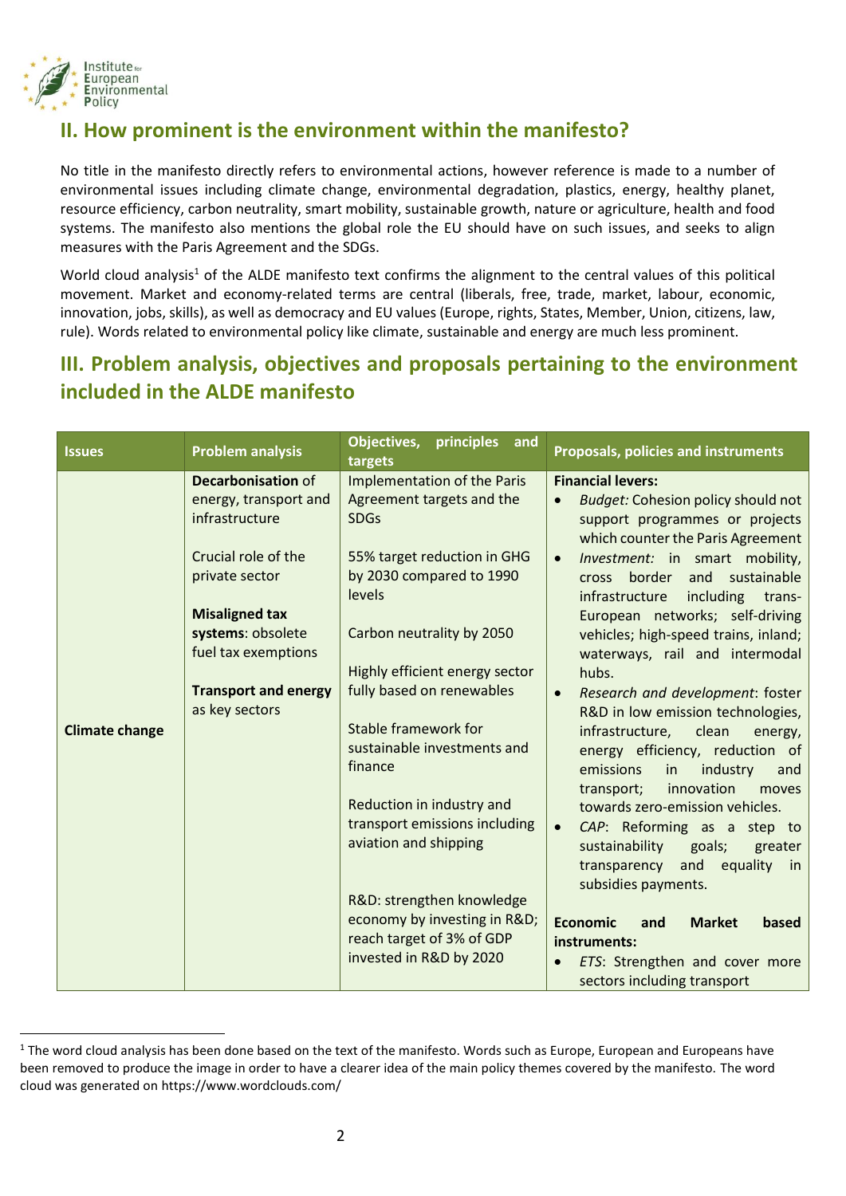## II. How prominent is the environment within the manifesto?

No title in the manifesto directly refers to environmental actions, however reference is made to a number of environmental issues including climate change, environmental degradation, plastics, energy, healthy planet, resource efficiency, carbon neutrality, smart mobility, sustainable growth, nature or agriculture, health and food systems. The manifesto also mentions the global role the EU should have on such issues, and seeks to align measures with the Paris Agreement and the SDGs.

World cloud analysis[1] of the ALDE manifesto text confirms the alignment to the central values of this political movement. Market and economy-related terms are central (liberals, free, trade, market, labour, economic, innovation, jobs, skills), as well as democracy and EU values (Europe, rights, States, Member, Union, citizens, law, rule). Words related to environmental policy like climate, sustainable and energy are much less prominent.

## III. Problem analysis, objectives and proposals pertaining to the environment included in the ALDE manifesto

| Issues | Problem analysis | Objectives, principles and targets | Proposals, policies and instruments |
|---|---|---|---|
| Climate change | **Decarbonisation** of energy, transport and infrastructure<br><br>Crucial role of the private sector<br><br>**Misaligned tax systems**: obsolete fuel tax exemptions<br><br>**Transport and energy** as key sectors | Implementation of the Paris Agreement targets and the SDGs<br><br>55% target reduction in GHG by 2030 compared to 1990 levels<br><br>Carbon neutrality by 2050<br><br>Highly efficient energy sector fully based on renewables<br><br>Stable framework for sustainable investments and finance<br><br>Reduction in industry and transport emissions including aviation and shipping<br><br>R&D: strengthen knowledge economy by investing in R&D; reach target of 3% of GDP invested in R&D by 2020 | **Financial levers:**<br>• *Budget:* Cohesion policy should not support programmes or projects which counter the Paris Agreement<br>• *Investment:* in smart mobility, cross border and sustainable infrastructure including trans-European networks; self-driving vehicles; high-speed trains, inland; waterways, rail and intermodal hubs.<br>• *Research and development*: foster R&D in low emission technologies, infrastructure, clean energy, energy efficiency, reduction of emissions in industry and transport; innovation moves towards zero-emission vehicles.<br>• *CAP*: Reforming as a step to sustainability goals; greater transparency and equality in subsidies payments.<br><br>**Economic and Market based instruments:**<br>• *ETS*: Strengthen and cover more sectors including transport |

[1] The word cloud analysis has been done based on the text of the manifesto. Words such as Europe, European and Europeans have been removed to produce the image in order to have a clearer idea of the main policy themes covered by the manifesto. The word cloud was generated on https://www.wordclouds.com/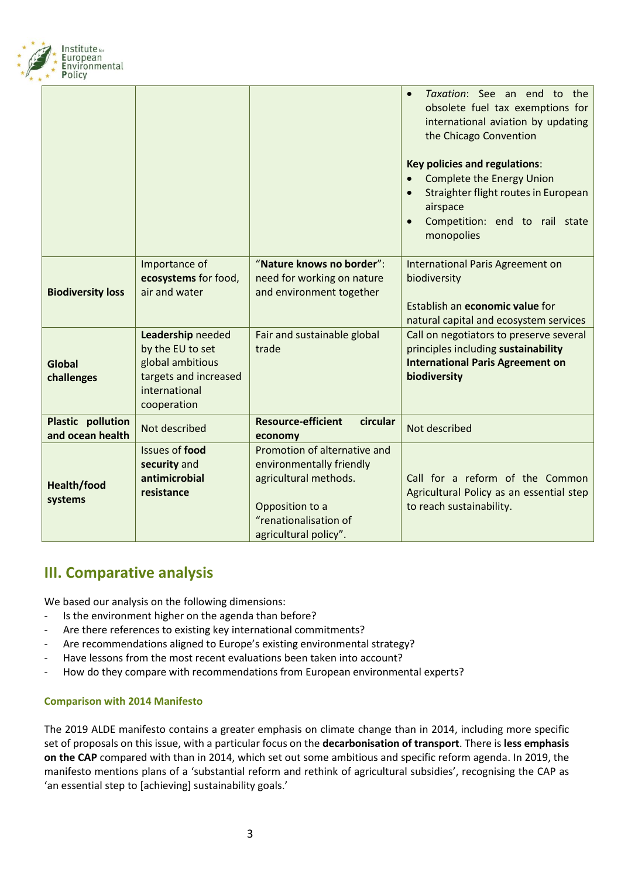| | | | |
|---|---|---|---|
| | | | • *Taxation*: See an end to the obsolete fuel tax exemptions for international aviation by updating the Chicago Convention<br><br>**Key policies and regulations**:<br>• Complete the Energy Union<br>• Straighter flight routes in European airspace<br>• Competition: end to rail state monopolies |
| **Biodiversity loss** | Importance of **ecosystems** for food, air and water | "**Nature knows no border**": need for working on nature and environment together | International Paris Agreement on biodiversity<br><br>Establish an **economic value** for natural capital and ecosystem services |
| **Global challenges** | **Leadership** needed by the EU to set global ambitious targets and increased international cooperation | Fair and sustainable global trade | Call on negotiators to preserve several principles including **sustainability International Paris Agreement on biodiversity** |
| **Plastic pollution and ocean health** | Not described | **Resource-efficient circular economy** | Not described |
| **Health/food systems** | Issues of **food security** and **antimicrobial resistance** | Promotion of alternative and environmentally friendly agricultural methods.<br><br>Opposition to a "renationalisation of agricultural policy". | Call for a reform of the Common Agricultural Policy as an essential step to reach sustainability. |

## III. Comparative analysis

We based our analysis on the following dimensions:

- Is the environment higher on the agenda than before?
- Are there references to existing key international commitments?
- Are recommendations aligned to Europe's existing environmental strategy?
- Have lessons from the most recent evaluations been taken into account?
- How do they compare with recommendations from European environmental experts?

#### Comparison with 2014 Manifesto

The 2019 ALDE manifesto contains a greater emphasis on climate change than in 2014, including more specific set of proposals on this issue, with a particular focus on the **decarbonisation of transport**. There is **less emphasis on the CAP** compared with than in 2014, which set out some ambitious and specific reform agenda. In 2019, the manifesto mentions plans of a 'substantial reform and rethink of agricultural subsidies', recognising the CAP as 'an essential step to [achieving] sustainability goals.'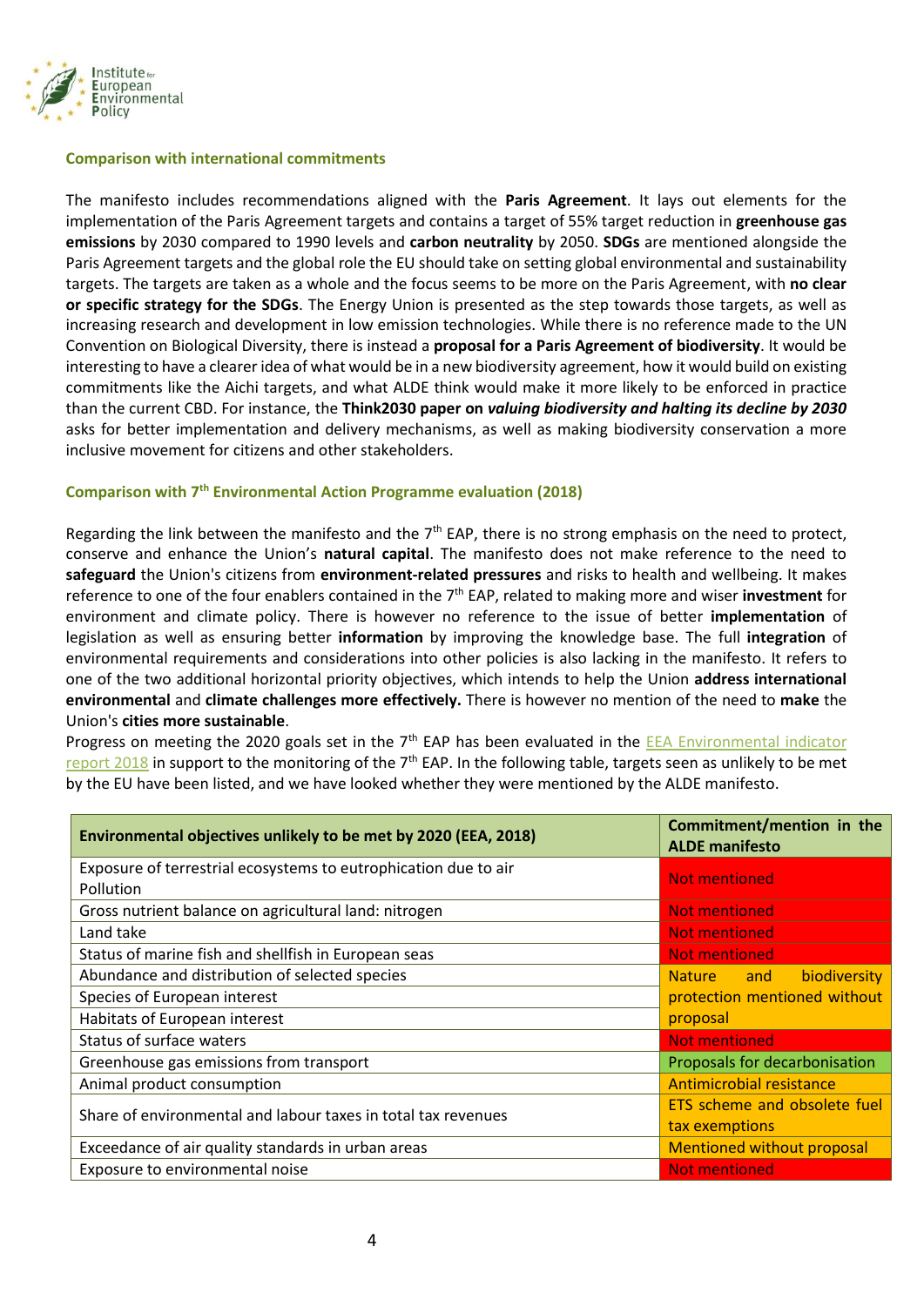### Comparison with international commitments

The manifesto includes recommendations aligned with the **Paris Agreement**. It lays out elements for the implementation of the Paris Agreement targets and contains a target of 55% target reduction in **greenhouse gas emissions** by 2030 compared to 1990 levels and **carbon neutrality** by 2050. **SDGs** are mentioned alongside the Paris Agreement targets and the global role the EU should take on setting global environmental and sustainability targets. The targets are taken as a whole and the focus seems to be more on the Paris Agreement, with **no clear or specific strategy for the SDGs**. The Energy Union is presented as the step towards those targets, as well as increasing research and development in low emission technologies. While there is no reference made to the UN Convention on Biological Diversity, there is instead a **proposal for a Paris Agreement of biodiversity**. It would be interesting to have a clearer idea of what would be in a new biodiversity agreement, how it would build on existing commitments like the Aichi targets, and what ALDE think would make it more likely to be enforced in practice than the current CBD. For instance, the **Think2030 paper on *valuing biodiversity and halting its decline by 2030*** asks for better implementation and delivery mechanisms, as well as making biodiversity conservation a more inclusive movement for citizens and other stakeholders.

### Comparison with 7th Environmental Action Programme evaluation (2018)

Regarding the link between the manifesto and the 7th EAP, there is no strong emphasis on the need to protect, conserve and enhance the Union's **natural capital**. The manifesto does not make reference to the need to **safeguard** the Union's citizens from **environment-related pressures** and risks to health and wellbeing. It makes reference to one of the four enablers contained in the 7th EAP, related to making more and wiser **investment** for environment and climate policy. There is however no reference to the issue of better **implementation** of legislation as well as ensuring better **information** by improving the knowledge base. The full **integration** of environmental requirements and considerations into other policies is also lacking in the manifesto. It refers to one of the two additional horizontal priority objectives, which intends to help the Union **address international environmental** and **climate challenges more effectively.** There is however no mention of the need to **make** the Union's **cities more sustainable**.

Progress on meeting the 2020 goals set in the 7th EAP has been evaluated in the [EEA Environmental indicator report 2018](EEA Environmental indicator report 2018) in support to the monitoring of the 7th EAP. In the following table, targets seen as unlikely to be met by the EU have been listed, and we have looked whether they were mentioned by the ALDE manifesto.

| Environmental objectives unlikely to be met by 2020 (EEA, 2018) | Commitment/mention in the ALDE manifesto |
|---|---|
| Exposure of terrestrial ecosystems to eutrophication due to air Pollution | Not mentioned |
| Gross nutrient balance on agricultural land: nitrogen | Not mentioned |
| Land take | Not mentioned |
| Status of marine fish and shellfish in European seas | Not mentioned |
| Abundance and distribution of selected species | Nature and biodiversity protection mentioned without proposal |
| Species of European interest | |
| Habitats of European interest | |
| Status of surface waters | Not mentioned |
| Greenhouse gas emissions from transport | Proposals for decarbonisation |
| Animal product consumption | Antimicrobial resistance |
| Share of environmental and labour taxes in total tax revenues | ETS scheme and obsolete fuel tax exemptions |
| Exceedance of air quality standards in urban areas | Mentioned without proposal |
| Exposure to environmental noise | Not mentioned |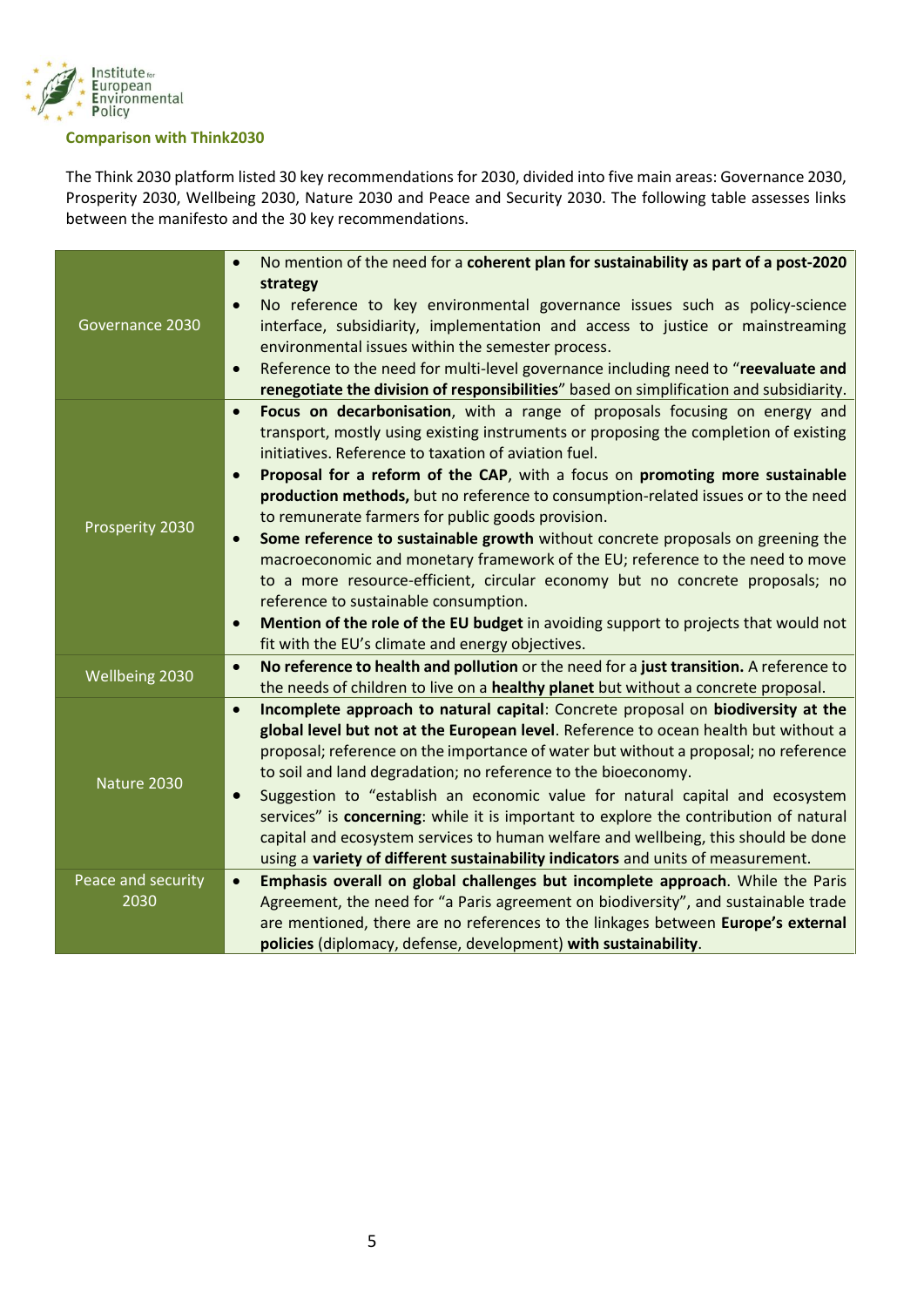### Comparison with Think2030

The Think 2030 platform listed 30 key recommendations for 2030, divided into five main areas: Governance 2030, Prosperity 2030, Wellbeing 2030, Nature 2030 and Peace and Security 2030. The following table assesses links between the manifesto and the 30 key recommendations.

| | |
|---|---|
| Governance 2030 | • No mention of the need for a **coherent plan for sustainability as part of a post-2020 strategy**<br>• No reference to key environmental governance issues such as policy-science interface, subsidiarity, implementation and access to justice or mainstreaming environmental issues within the semester process.<br>• Reference to the need for multi-level governance including need to "**reevaluate and renegotiate the division of responsibilities**" based on simplification and subsidiarity. |
| Prosperity 2030 | • **Focus on decarbonisation**, with a range of proposals focusing on energy and transport, mostly using existing instruments or proposing the completion of existing initiatives. Reference to taxation of aviation fuel.<br>• **Proposal for a reform of the CAP**, with a focus on **promoting more sustainable production methods,** but no reference to consumption-related issues or to the need to remunerate farmers for public goods provision.<br>• **Some reference to sustainable growth** without concrete proposals on greening the macroeconomic and monetary framework of the EU; reference to the need to move to a more resource-efficient, circular economy but no concrete proposals; no reference to sustainable consumption.<br>• **Mention of the role of the EU budget** in avoiding support to projects that would not fit with the EU's climate and energy objectives. |
| Wellbeing 2030 | • **No reference to health and pollution** or the need for a **just transition.** A reference to the needs of children to live on a **healthy planet** but without a concrete proposal. |
| Nature 2030 | • **Incomplete approach to natural capital**: Concrete proposal on **biodiversity at the global level but not at the European level**. Reference to ocean health but without a proposal; reference on the importance of water but without a proposal; no reference to soil and land degradation; no reference to the bioeconomy.<br>• Suggestion to "establish an economic value for natural capital and ecosystem services" is **concerning**: while it is important to explore the contribution of natural capital and ecosystem services to human welfare and wellbeing, this should be done using a **variety of different sustainability indicators** and units of measurement. |
| Peace and security 2030 | • **Emphasis overall on global challenges but incomplete approach**. While the Paris Agreement, the need for "a Paris agreement on biodiversity", and sustainable trade are mentioned, there are no references to the linkages between **Europe's external policies** (diplomacy, defense, development) **with sustainability**. |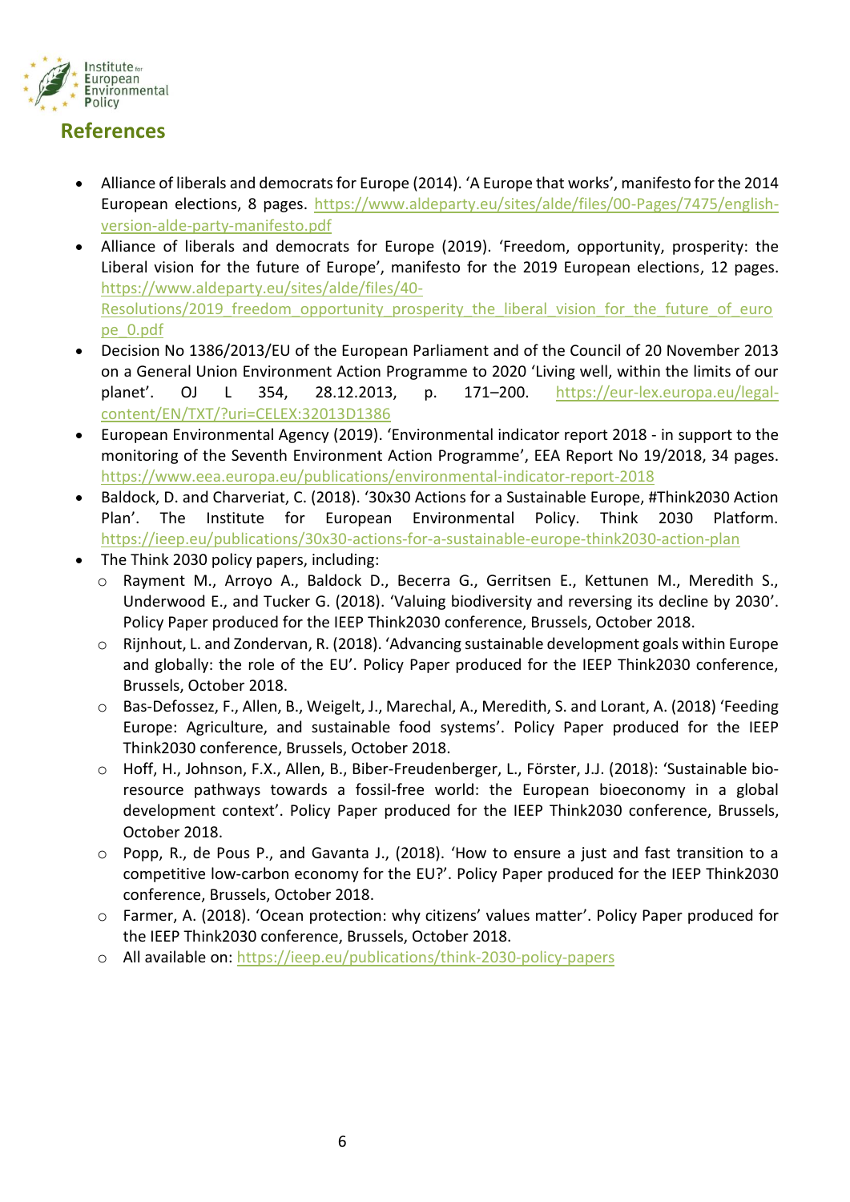## References

- Alliance of liberals and democrats for Europe (2014). 'A Europe that works', manifesto for the 2014 European elections, 8 pages. https://www.aldeparty.eu/sites/alde/files/00-Pages/7475/english-version-alde-party-manifesto.pdf
- Alliance of liberals and democrats for Europe (2019). 'Freedom, opportunity, prosperity: the Liberal vision for the future of Europe', manifesto for the 2019 European elections, 12 pages. https://www.aldeparty.eu/sites/alde/files/40-Resolutions/2019_freedom_opportunity_prosperity_the_liberal_vision_for_the_future_of_europe_0.pdf
- Decision No 1386/2013/EU of the European Parliament and of the Council of 20 November 2013 on a General Union Environment Action Programme to 2020 'Living well, within the limits of our planet'. OJ L 354, 28.12.2013, p. 171–200. https://eur-lex.europa.eu/legal-content/EN/TXT/?uri=CELEX:32013D1386
- European Environmental Agency (2019). 'Environmental indicator report 2018 - in support to the monitoring of the Seventh Environment Action Programme', EEA Report No 19/2018, 34 pages. https://www.eea.europa.eu/publications/environmental-indicator-report-2018
- Baldock, D. and Charveriat, C. (2018). '30x30 Actions for a Sustainable Europe, #Think2030 Action Plan'. The Institute for European Environmental Policy. Think 2030 Platform. https://ieep.eu/publications/30x30-actions-for-a-sustainable-europe-think2030-action-plan
- The Think 2030 policy papers, including:
  - Rayment M., Arroyo A., Baldock D., Becerra G., Gerritsen E., Kettunen M., Meredith S., Underwood E., and Tucker G. (2018). 'Valuing biodiversity and reversing its decline by 2030'. Policy Paper produced for the IEEP Think2030 conference, Brussels, October 2018.
  - Rijnhout, L. and Zondervan, R. (2018). 'Advancing sustainable development goals within Europe and globally: the role of the EU'. Policy Paper produced for the IEEP Think2030 conference, Brussels, October 2018.
  - Bas-Defossez, F., Allen, B., Weigelt, J., Marechal, A., Meredith, S. and Lorant, A. (2018) 'Feeding Europe: Agriculture, and sustainable food systems'. Policy Paper produced for the IEEP Think2030 conference, Brussels, October 2018.
  - Hoff, H., Johnson, F.X., Allen, B., Biber-Freudenberger, L., Förster, J.J. (2018): 'Sustainable bio-resource pathways towards a fossil-free world: the European bioeconomy in a global development context'. Policy Paper produced for the IEEP Think2030 conference, Brussels, October 2018.
  - Popp, R., de Pous P., and Gavanta J., (2018). 'How to ensure a just and fast transition to a competitive low-carbon economy for the EU?'. Policy Paper produced for the IEEP Think2030 conference, Brussels, October 2018.
  - Farmer, A. (2018). 'Ocean protection: why citizens' values matter'. Policy Paper produced for the IEEP Think2030 conference, Brussels, October 2018.
  - All available on: https://ieep.eu/publications/think-2030-policy-papers